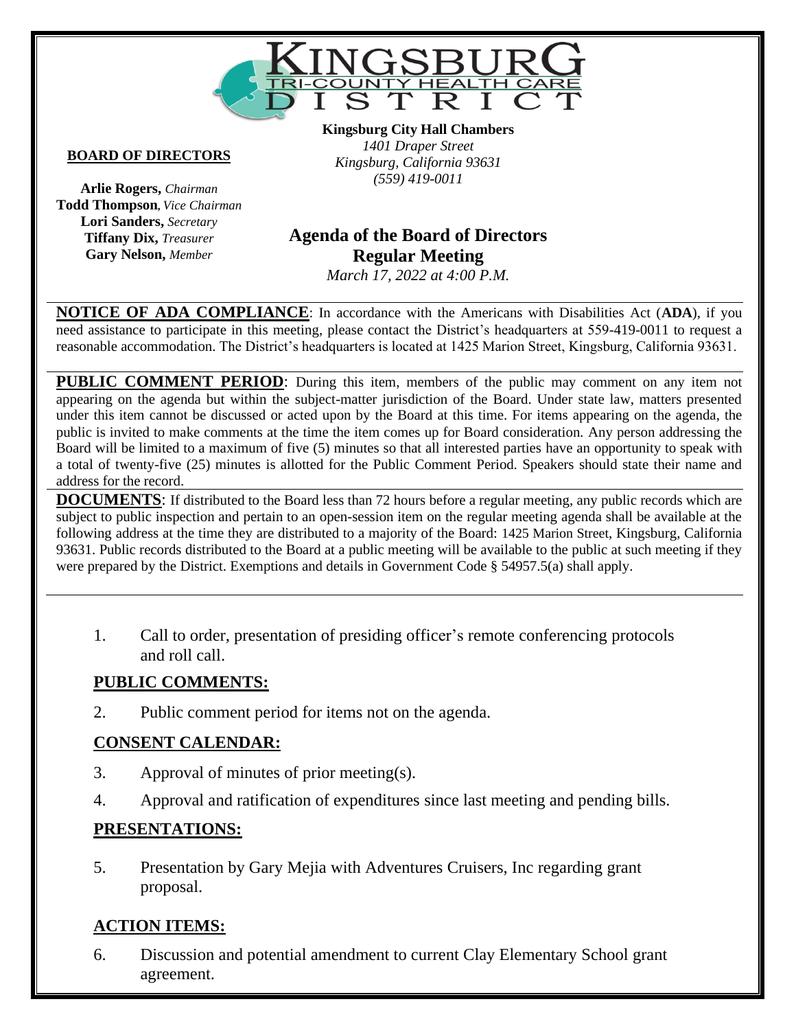# KINGSBURG TRI-COUNTY HEALTH CARE DISTRICT

**BOARD OF DIRECTORS**

**Arlie Rogers,** *Chairman*
**Todd Thompson***, Vice Chairman*
**Lori Sanders,** *Secretary*
**Tiffany Dix,** *Treasurer*
**Gary Nelson,** *Member*

**Kingsburg City Hall Chambers**
*1401 Draper Street*
*Kingsburg, California 93631*
*(559) 419-0011*

## Agenda of the Board of Directors
## Regular Meeting

*March 17, 2022 at 4:00 P.M.*

**NOTICE OF ADA COMPLIANCE**: In accordance with the Americans with Disabilities Act (**ADA**), if you need assistance to participate in this meeting, please contact the District's headquarters at 559-419-0011 to request a reasonable accommodation. The District's headquarters is located at 1425 Marion Street, Kingsburg, California 93631.

**PUBLIC COMMENT PERIOD**: During this item, members of the public may comment on any item not appearing on the agenda but within the subject-matter jurisdiction of the Board. Under state law, matters presented under this item cannot be discussed or acted upon by the Board at this time. For items appearing on the agenda, the public is invited to make comments at the time the item comes up for Board consideration. Any person addressing the Board will be limited to a maximum of five (5) minutes so that all interested parties have an opportunity to speak with a total of twenty-five (25) minutes is allotted for the Public Comment Period. Speakers should state their name and address for the record.

**DOCUMENTS**: If distributed to the Board less than 72 hours before a regular meeting, any public records which are subject to public inspection and pertain to an open-session item on the regular meeting agenda shall be available at the following address at the time they are distributed to a majority of the Board: 1425 Marion Street, Kingsburg, California 93631. Public records distributed to the Board at a public meeting will be available to the public at such meeting if they were prepared by the District. Exemptions and details in Government Code § 54957.5(a) shall apply.

1. Call to order, presentation of presiding officer's remote conferencing protocols and roll call.

### PUBLIC COMMENTS:

2. Public comment period for items not on the agenda.

### CONSENT CALENDAR:

3. Approval of minutes of prior meeting(s).
4. Approval and ratification of expenditures since last meeting and pending bills.

### PRESENTATIONS:

5. Presentation by Gary Mejia with Adventures Cruisers, Inc regarding grant proposal.

### ACTION ITEMS:

6. Discussion and potential amendment to current Clay Elementary School grant agreement.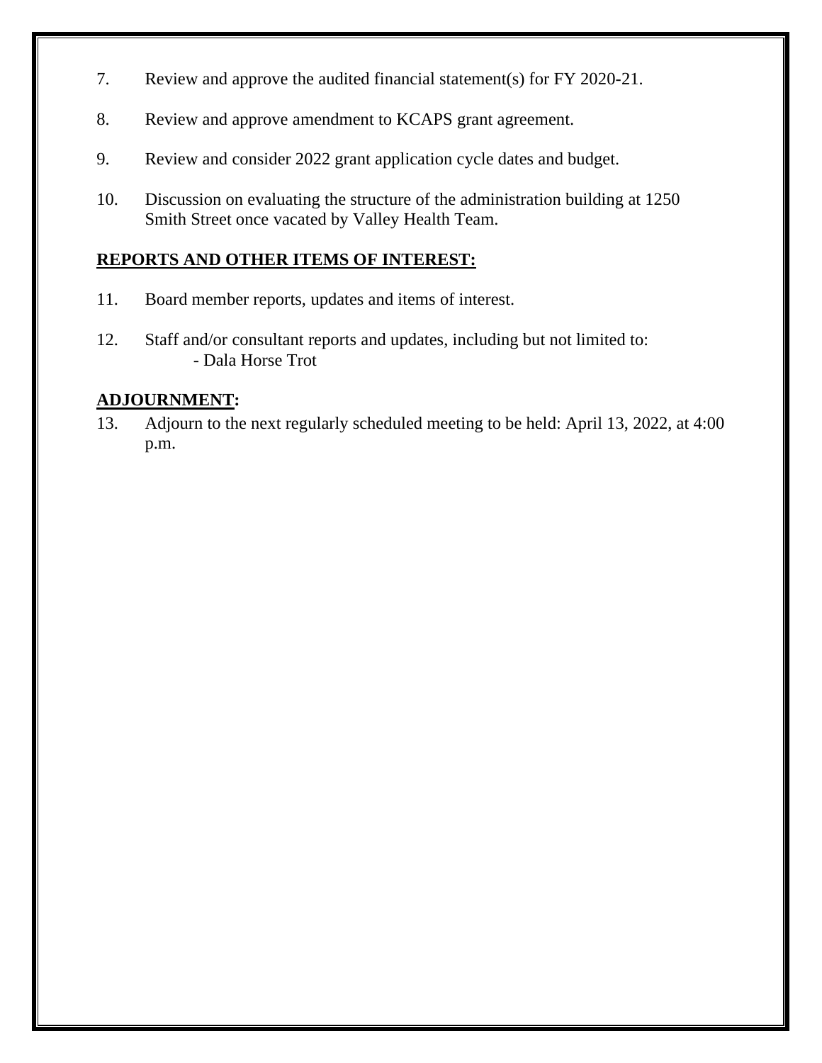7. Review and approve the audited financial statement(s) for FY 2020-21.

8. Review and approve amendment to KCAPS grant agreement.

9. Review and consider 2022 grant application cycle dates and budget.

10. Discussion on evaluating the structure of the administration building at 1250 Smith Street once vacated by Valley Health Team.

**REPORTS AND OTHER ITEMS OF INTEREST:**

11. Board member reports, updates and items of interest.

12. Staff and/or consultant reports and updates, including but not limited to:
    - Dala Horse Trot

**ADJOURNMENT:**

13. Adjourn to the next regularly scheduled meeting to be held: April 13, 2022, at 4:00 p.m.